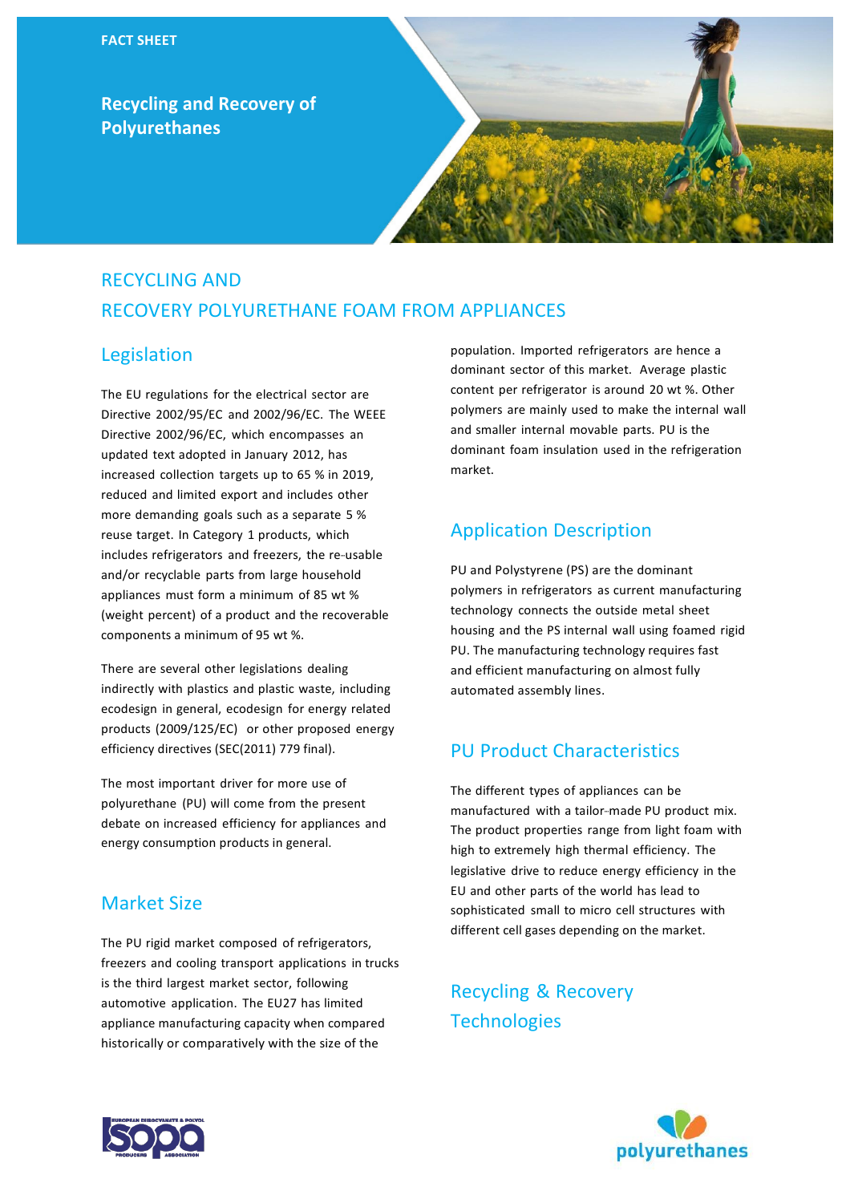FACT SHEET

# Recycling and Recovery of Polyurethanes

## RECYCLING AND RECOVERY POLYURETHANE FOAM FROM APPLIANCES

### Legislation

The EU regulations for the electrical sector are Directive 2002/95/EC and 2002/96/EC. The WEEE Directive 2002/96/EC, which encompasses an updated text adopted in January 2012, has increased collection targets up to 65 % in 2019, reduced and limited export and includes other more demanding goals such as a separate 5 % reuse target. In Category 1 products, which includes refrigerators and freezers, the re-usable and/or recyclable parts from large household appliances must form a minimum of 85 wt % (weight percent) of a product and the recoverable components a minimum of 95 wt %.

There are several other legislations dealing indirectly with plastics and plastic waste, including ecodesign in general, ecodesign for energy related products (2009/125/EC) or other proposed energy efficiency directives (SEC(2011) 779 final).

The most important driver for more use of polyurethane (PU) will come from the present debate on increased efficiency for appliances and energy consumption products in general.

### Market Size

The PU rigid market composed of refrigerators, freezers and cooling transport applications in trucks is the third largest market sector, following automotive application. The EU27 has limited appliance manufacturing capacity when compared historically or comparatively with the size of the population. Imported refrigerators are hence a dominant sector of this market. Average plastic content per refrigerator is around 20 wt %. Other polymers are mainly used to make the internal wall and smaller internal movable parts. PU is the dominant foam insulation used in the refrigeration market.

### Application Description

PU and Polystyrene (PS) are the dominant polymers in refrigerators as current manufacturing technology connects the outside metal sheet housing and the PS internal wall using foamed rigid PU. The manufacturing technology requires fast and efficient manufacturing on almost fully automated assembly lines.

### PU Product Characteristics

The different types of appliances can be manufactured with a tailor-made PU product mix. The product properties range from light foam with high to extremely high thermal efficiency. The legislative drive to reduce energy efficiency in the EU and other parts of the world has lead to sophisticated small to micro cell structures with different cell gases depending on the market.

### Recycling & Recovery Technologies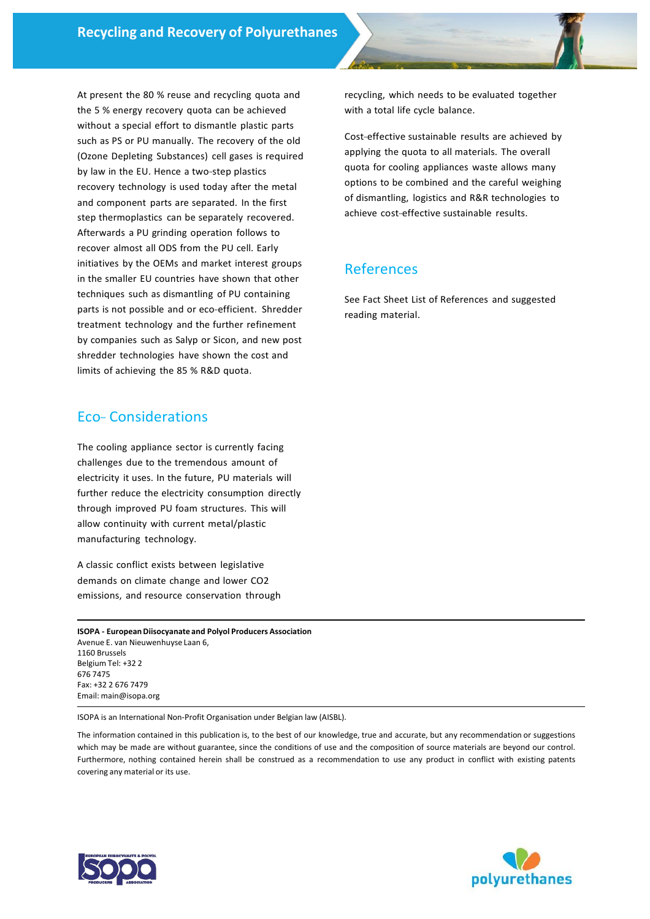At present the 80 % reuse and recycling quota and the 5 % energy recovery quota can be achieved without a special effort to dismantle plastic parts such as PS or PU manually. The recovery of the old (Ozone Depleting Substances) cell gases is required by law in the EU. Hence a two-step plastics recovery technology is used today after the metal and component parts are separated. In the first step thermoplastics can be separately recovered. Afterwards a PU grinding operation follows to recover almost all ODS from the PU cell. Early initiatives by the OEMs and market interest groups in the smaller EU countries have shown that other techniques such as dismantling of PU containing parts is not possible and or eco-efficient. Shredder treatment technology and the further refinement by companies such as Salyp or Sicon, and new post shredder technologies have shown the cost and limits of achieving the 85 % R&D quota.

## Eco- Considerations

The cooling appliance sector is currently facing challenges due to the tremendous amount of electricity it uses. In the future, PU materials will further reduce the electricity consumption directly through improved PU foam structures. This will allow continuity with current metal/plastic manufacturing technology.

A classic conflict exists between legislative demands on climate change and lower CO2 emissions, and resource conservation through recycling, which needs to be evaluated together with a total life cycle balance.

Cost-effective sustainable results are achieved by applying the quota to all materials. The overall quota for cooling appliances waste allows many options to be combined and the careful weighing of dismantling, logistics and R&R technologies to achieve cost-effective sustainable results.

## References

See Fact Sheet List of References and suggested reading material.

**ISOPA - European Diisocyanate and Polyol Producers Association**
Avenue E. van Nieuwenhuyse Laan 6,
1160 Brussels
Belgium Tel: +32 2
676 7475
Fax: +32 2 676 7479
Email: main@isopa.org

ISOPA is an International Non-Profit Organisation under Belgian law (AISBL).

The information contained in this publication is, to the best of our knowledge, true and accurate, but any recommendation or suggestions which may be made are without guarantee, since the conditions of use and the composition of source materials are beyond our control. Furthermore, nothing contained herein shall be construed as a recommendation to use any product in conflict with existing patents covering any material or its use.